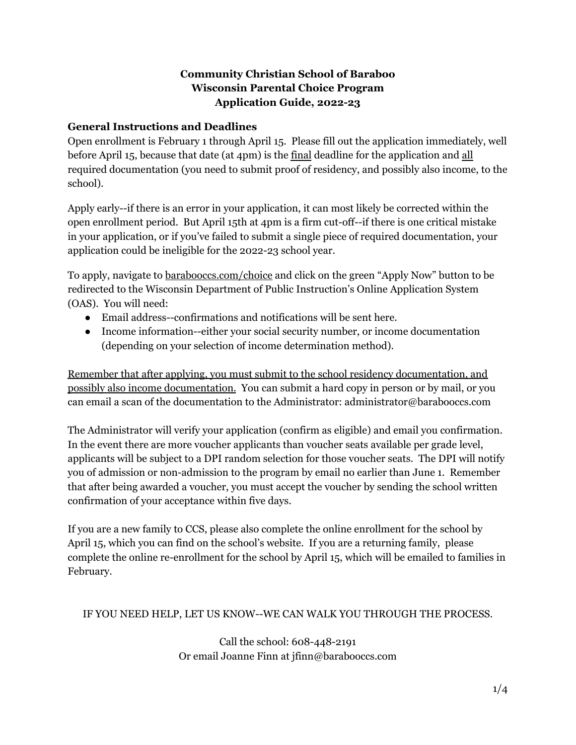# Community Christian School of Baraboo
# Wisconsin Parental Choice Program
# Application Guide, 2022-23

## General Instructions and Deadlines

Open enrollment is February 1 through April 15. Please fill out the application immediately, well before April 15, because that date (at 4pm) is the final deadline for the application and all required documentation (you need to submit proof of residency, and possibly also income, to the school).

Apply early--if there is an error in your application, it can most likely be corrected within the open enrollment period. But April 15th at 4pm is a firm cut-off--if there is one critical mistake in your application, or if you've failed to submit a single piece of required documentation, your application could be ineligible for the 2022-23 school year.

To apply, navigate to barabooccs.com/choice and click on the green "Apply Now" button to be redirected to the Wisconsin Department of Public Instruction's Online Application System (OAS). You will need:

- Email address--confirmations and notifications will be sent here.
- Income information--either your social security number, or income documentation (depending on your selection of income determination method).

Remember that after applying, you must submit to the school residency documentation, and possibly also income documentation. You can submit a hard copy in person or by mail, or you can email a scan of the documentation to the Administrator: administrator@barabooccs.com

The Administrator will verify your application (confirm as eligible) and email you confirmation. In the event there are more voucher applicants than voucher seats available per grade level, applicants will be subject to a DPI random selection for those voucher seats. The DPI will notify you of admission or non-admission to the program by email no earlier than June 1. Remember that after being awarded a voucher, you must accept the voucher by sending the school written confirmation of your acceptance within five days.

If you are a new family to CCS, please also complete the online enrollment for the school by April 15, which you can find on the school's website. If you are a returning family, please complete the online re-enrollment for the school by April 15, which will be emailed to families in February.

IF YOU NEED HELP, LET US KNOW--WE CAN WALK YOU THROUGH THE PROCESS.

Call the school: 608-448-2191
Or email Joanne Finn at jfinn@barabooccs.com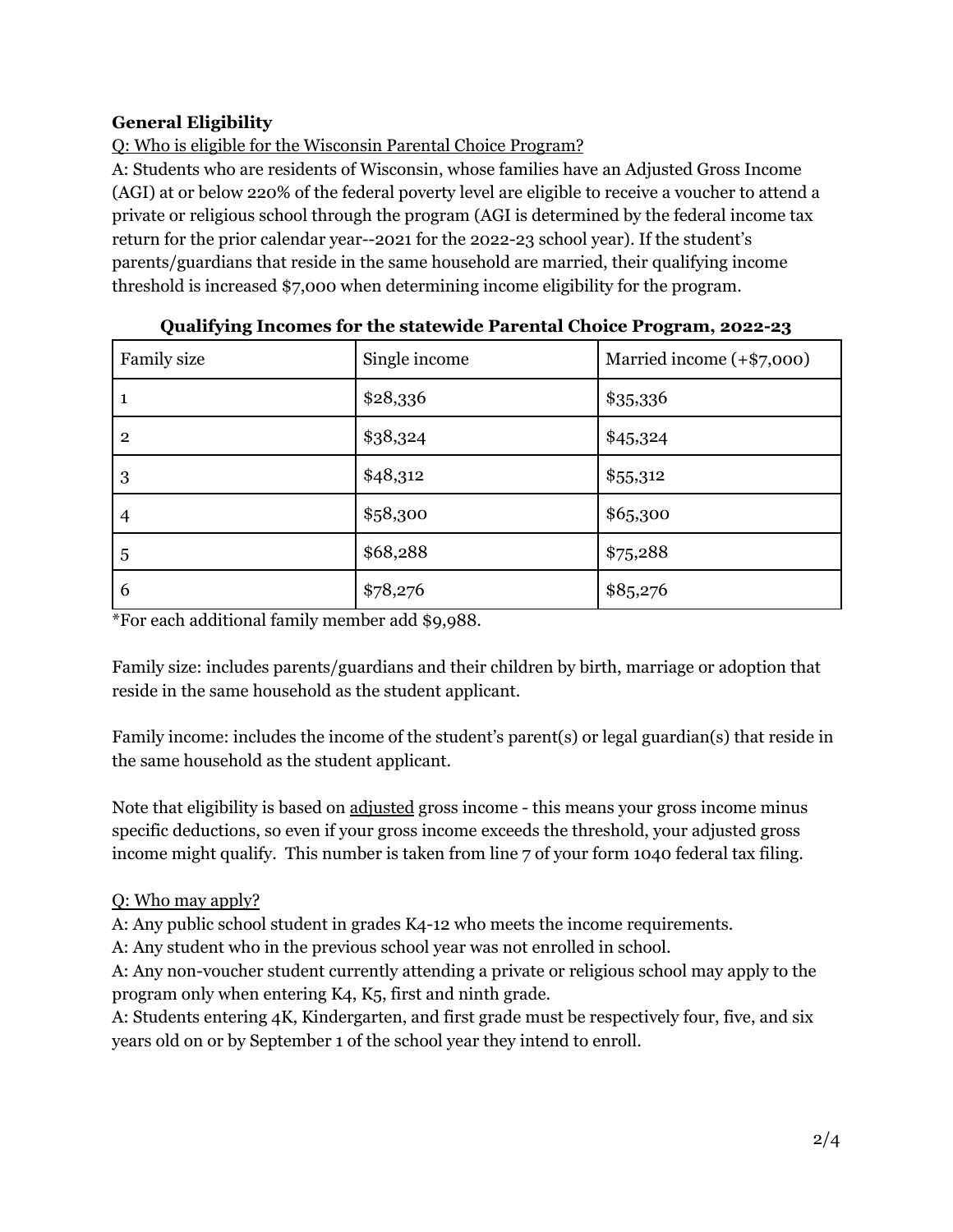**General Eligibility**

Q: Who is eligible for the Wisconsin Parental Choice Program?

A: Students who are residents of Wisconsin, whose families have an Adjusted Gross Income (AGI) at or below 220% of the federal poverty level are eligible to receive a voucher to attend a private or religious school through the program (AGI is determined by the federal income tax return for the prior calendar year--2021 for the 2022-23 school year). If the student's parents/guardians that reside in the same household are married, their qualifying income threshold is increased $7,000 when determining income eligibility for the program.

**Qualifying Incomes for the statewide Parental Choice Program, 2022-23**

| Family size | Single income | Married income (+$7,000) |
|---|---|---|
| 1 | $28,336 | $35,336 |
| 2 | $38,324 | $45,324 |
| 3 | $48,312 | $55,312 |
| 4 | $58,300 | $65,300 |
| 5 | $68,288 | $75,288 |
| 6 | $78,276 | $85,276 |

*For each additional family member add $9,988.

Family size: includes parents/guardians and their children by birth, marriage or adoption that reside in the same household as the student applicant.

Family income: includes the income of the student's parent(s) or legal guardian(s) that reside in the same household as the student applicant.

Note that eligibility is based on adjusted gross income - this means your gross income minus specific deductions, so even if your gross income exceeds the threshold, your adjusted gross income might qualify. This number is taken from line 7 of your form 1040 federal tax filing.

Q: Who may apply?

A: Any public school student in grades K4-12 who meets the income requirements.

A: Any student who in the previous school year was not enrolled in school.

A: Any non-voucher student currently attending a private or religious school may apply to the program only when entering K4, K5, first and ninth grade.

A: Students entering 4K, Kindergarten, and first grade must be respectively four, five, and six years old on or by September 1 of the school year they intend to enroll.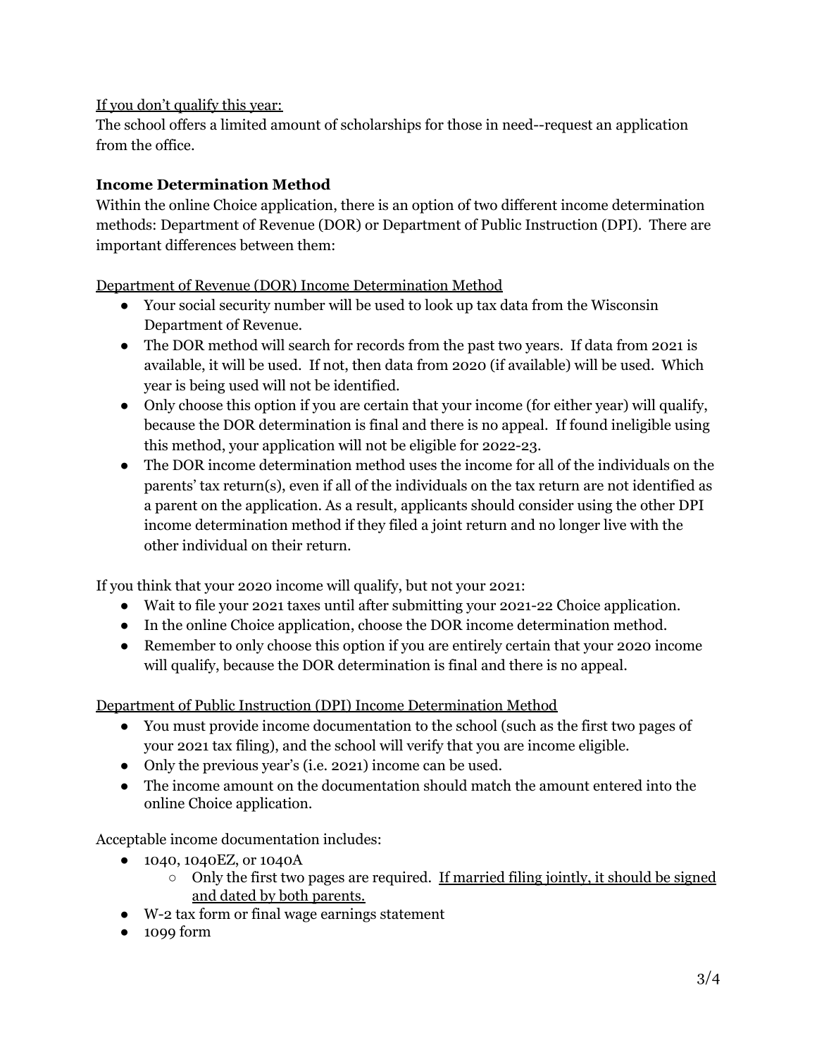If you don't qualify this year:

The school offers a limited amount of scholarships for those in need--request an application from the office.

**Income Determination Method**

Within the online Choice application, there is an option of two different income determination methods: Department of Revenue (DOR) or Department of Public Instruction (DPI). There are important differences between them:

Department of Revenue (DOR) Income Determination Method

- Your social security number will be used to look up tax data from the Wisconsin Department of Revenue.
- The DOR method will search for records from the past two years. If data from 2021 is available, it will be used. If not, then data from 2020 (if available) will be used. Which year is being used will not be identified.
- Only choose this option if you are certain that your income (for either year) will qualify, because the DOR determination is final and there is no appeal. If found ineligible using this method, your application will not be eligible for 2022-23.
- The DOR income determination method uses the income for all of the individuals on the parents' tax return(s), even if all of the individuals on the tax return are not identified as a parent on the application. As a result, applicants should consider using the other DPI income determination method if they filed a joint return and no longer live with the other individual on their return.

If you think that your 2020 income will qualify, but not your 2021:

- Wait to file your 2021 taxes until after submitting your 2021-22 Choice application.
- In the online Choice application, choose the DOR income determination method.
- Remember to only choose this option if you are entirely certain that your 2020 income will qualify, because the DOR determination is final and there is no appeal.

Department of Public Instruction (DPI) Income Determination Method

- You must provide income documentation to the school (such as the first two pages of your 2021 tax filing), and the school will verify that you are income eligible.
- Only the previous year's (i.e. 2021) income can be used.
- The income amount on the documentation should match the amount entered into the online Choice application.

Acceptable income documentation includes:

- 1040, 1040EZ, or 1040A
  - Only the first two pages are required. If married filing jointly, it should be signed and dated by both parents.
- W-2 tax form or final wage earnings statement
- 1099 form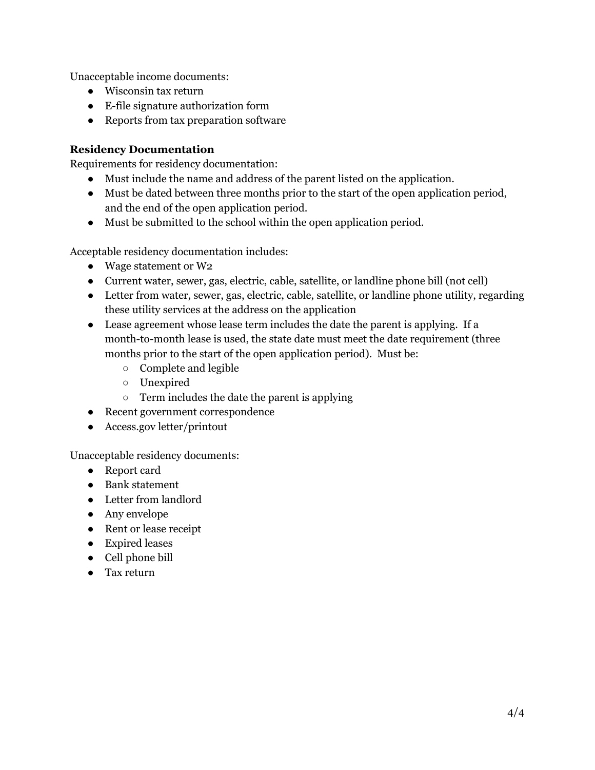Unacceptable income documents:

- Wisconsin tax return
- E-file signature authorization form
- Reports from tax preparation software

**Residency Documentation**

Requirements for residency documentation:

- Must include the name and address of the parent listed on the application.
- Must be dated between three months prior to the start of the open application period, and the end of the open application period.
- Must be submitted to the school within the open application period.

Acceptable residency documentation includes:

- Wage statement or W2
- Current water, sewer, gas, electric, cable, satellite, or landline phone bill (not cell)
- Letter from water, sewer, gas, electric, cable, satellite, or landline phone utility, regarding these utility services at the address on the application
- Lease agreement whose lease term includes the date the parent is applying. If a month-to-month lease is used, the state date must meet the date requirement (three months prior to the start of the open application period). Must be:
  - Complete and legible
  - Unexpired
  - Term includes the date the parent is applying
- Recent government correspondence
- Access.gov letter/printout

Unacceptable residency documents:

- Report card
- Bank statement
- Letter from landlord
- Any envelope
- Rent or lease receipt
- Expired leases
- Cell phone bill
- Tax return